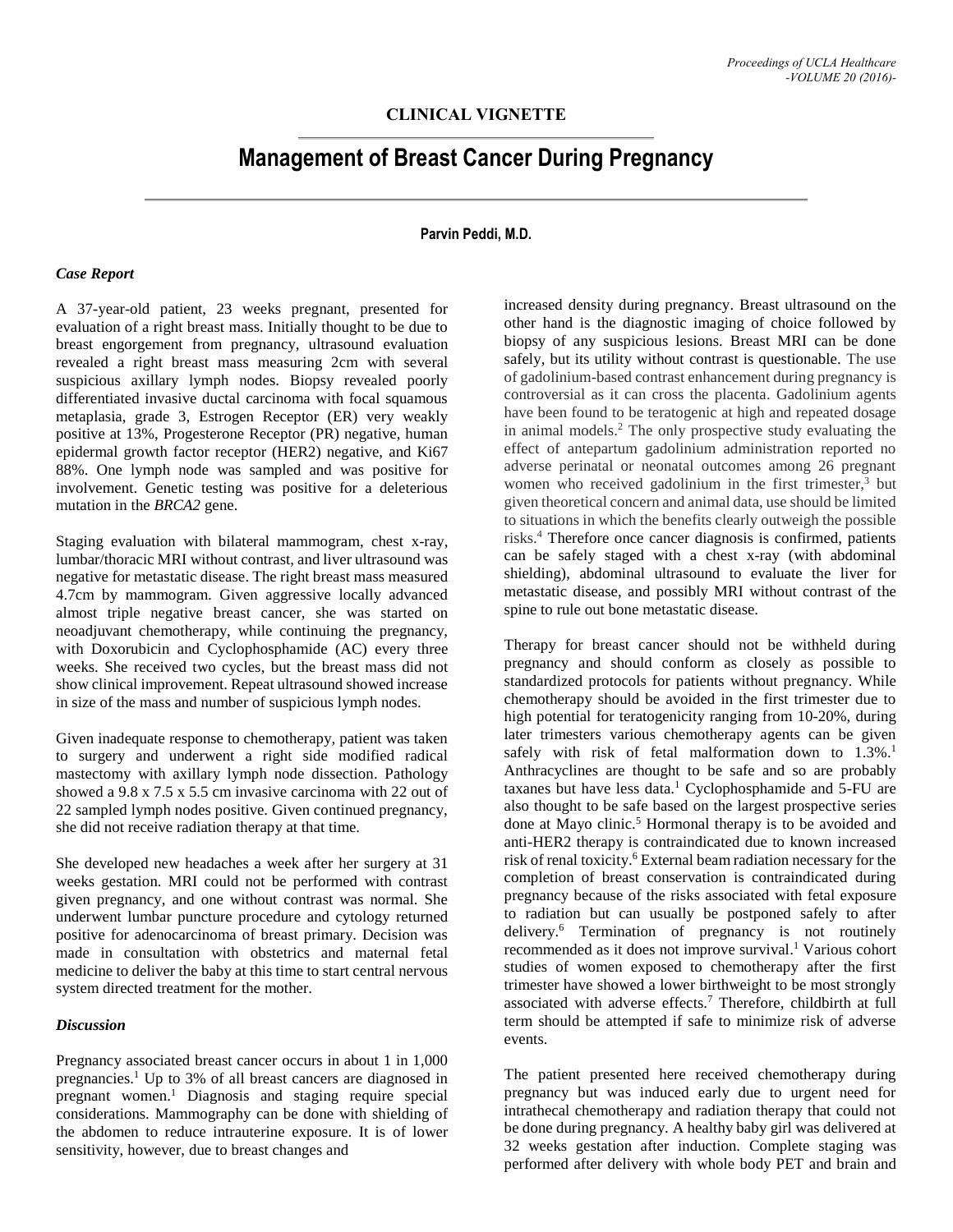## CLINICAL VIGNETTE

# Management of Breast Cancer During Pregnancy

**Parvin Peddi, M.D.**

### *Case Report*

A 37-year-old patient, 23 weeks pregnant, presented for evaluation of a right breast mass. Initially thought to be due to breast engorgement from pregnancy, ultrasound evaluation revealed a right breast mass measuring 2cm with several suspicious axillary lymph nodes. Biopsy revealed poorly differentiated invasive ductal carcinoma with focal squamous metaplasia, grade 3, Estrogen Receptor (ER) very weakly positive at 13%, Progesterone Receptor (PR) negative, human epidermal growth factor receptor (HER2) negative, and Ki67 88%. One lymph node was sampled and was positive for involvement. Genetic testing was positive for a deleterious mutation in the *BRCA2* gene.

Staging evaluation with bilateral mammogram, chest x-ray, lumbar/thoracic MRI without contrast, and liver ultrasound was negative for metastatic disease. The right breast mass measured 4.7cm by mammogram. Given aggressive locally advanced almost triple negative breast cancer, she was started on neoadjuvant chemotherapy, while continuing the pregnancy, with Doxorubicin and Cyclophosphamide (AC) every three weeks. She received two cycles, but the breast mass did not show clinical improvement. Repeat ultrasound showed increase in size of the mass and number of suspicious lymph nodes.

Given inadequate response to chemotherapy, patient was taken to surgery and underwent a right side modified radical mastectomy with axillary lymph node dissection. Pathology showed a 9.8 x 7.5 x 5.5 cm invasive carcinoma with 22 out of 22 sampled lymph nodes positive. Given continued pregnancy, she did not receive radiation therapy at that time.

She developed new headaches a week after her surgery at 31 weeks gestation. MRI could not be performed with contrast given pregnancy, and one without contrast was normal. She underwent lumbar puncture procedure and cytology returned positive for adenocarcinoma of breast primary. Decision was made in consultation with obstetrics and maternal fetal medicine to deliver the baby at this time to start central nervous system directed treatment for the mother.

### *Discussion*

Pregnancy associated breast cancer occurs in about 1 in 1,000 pregnancies.[1] Up to 3% of all breast cancers are diagnosed in pregnant women.[1] Diagnosis and staging require special considerations. Mammography can be done with shielding of the abdomen to reduce intrauterine exposure. It is of lower sensitivity, however, due to breast changes and increased density during pregnancy. Breast ultrasound on the other hand is the diagnostic imaging of choice followed by biopsy of any suspicious lesions. Breast MRI can be done safely, but its utility without contrast is questionable. The use of gadolinium-based contrast enhancement during pregnancy is controversial as it can cross the placenta. Gadolinium agents have been found to be teratogenic at high and repeated dosage in animal models.[2] The only prospective study evaluating the effect of antepartum gadolinium administration reported no adverse perinatal or neonatal outcomes among 26 pregnant women who received gadolinium in the first trimester,[3] but given theoretical concern and animal data, use should be limited to situations in which the benefits clearly outweigh the possible risks.[4] Therefore once cancer diagnosis is confirmed, patients can be safely staged with a chest x-ray (with abdominal shielding), abdominal ultrasound to evaluate the liver for metastatic disease, and possibly MRI without contrast of the spine to rule out bone metastatic disease.

Therapy for breast cancer should not be withheld during pregnancy and should conform as closely as possible to standardized protocols for patients without pregnancy. While chemotherapy should be avoided in the first trimester due to high potential for teratogenicity ranging from 10-20%, during later trimesters various chemotherapy agents can be given safely with risk of fetal malformation down to 1.3%.[1] Anthracyclines are thought to be safe and so are probably taxanes but have less data.[1] Cyclophosphamide and 5-FU are also thought to be safe based on the largest prospective series done at Mayo clinic.[5] Hormonal therapy is to be avoided and anti-HER2 therapy is contraindicated due to known increased risk of renal toxicity.[6] External beam radiation necessary for the completion of breast conservation is contraindicated during pregnancy because of the risks associated with fetal exposure to radiation but can usually be postponed safely to after delivery.[6] Termination of pregnancy is not routinely recommended as it does not improve survival.[1] Various cohort studies of women exposed to chemotherapy after the first trimester have showed a lower birthweight to be most strongly associated with adverse effects.[7] Therefore, childbirth at full term should be attempted if safe to minimize risk of adverse events.

The patient presented here received chemotherapy during pregnancy but was induced early due to urgent need for intrathecal chemotherapy and radiation therapy that could not be done during pregnancy. A healthy baby girl was delivered at 32 weeks gestation after induction. Complete staging was performed after delivery with whole body PET and brain and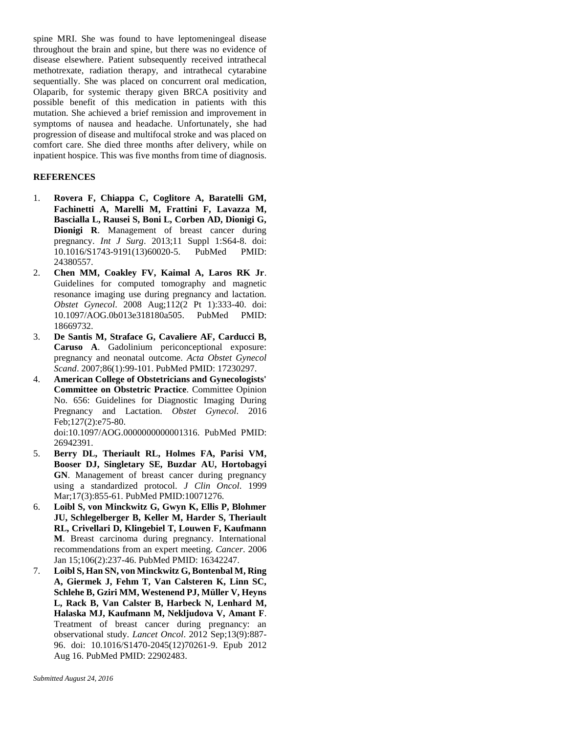spine MRI. She was found to have leptomeningeal disease throughout the brain and spine, but there was no evidence of disease elsewhere. Patient subsequently received intrathecal methotrexate, radiation therapy, and intrathecal cytarabine sequentially. She was placed on concurrent oral medication, Olaparib, for systemic therapy given BRCA positivity and possible benefit of this medication in patients with this mutation. She achieved a brief remission and improvement in symptoms of nausea and headache. Unfortunately, she had progression of disease and multifocal stroke and was placed on comfort care. She died three months after delivery, while on inpatient hospice. This was five months from time of diagnosis.

## REFERENCES

1. **Rovera F, Chiappa C, Coglitore A, Baratelli GM, Fachinetti A, Marelli M, Frattini F, Lavazza M, Bascialla L, Rausei S, Boni L, Corben AD, Dionigi G, Dionigi R**. Management of breast cancer during pregnancy. *Int J Surg*. 2013;11 Suppl 1:S64-8. doi: 10.1016/S1743-9191(13)60020-5. PubMed PMID: 24380557.
2. **Chen MM, Coakley FV, Kaimal A, Laros RK Jr**. Guidelines for computed tomography and magnetic resonance imaging use during pregnancy and lactation. *Obstet Gynecol*. 2008 Aug;112(2 Pt 1):333-40. doi: 10.1097/AOG.0b013e318180a505. PubMed PMID: 18669732.
3. **De Santis M, Straface G, Cavaliere AF, Carducci B, Caruso A**. Gadolinium periconceptional exposure: pregnancy and neonatal outcome. *Acta Obstet Gynecol Scand*. 2007;86(1):99-101. PubMed PMID: 17230297.
4. **American College of Obstetricians and Gynecologists' Committee on Obstetric Practice**. Committee Opinion No. 656: Guidelines for Diagnostic Imaging During Pregnancy and Lactation. *Obstet Gynecol*. 2016 Feb;127(2):e75-80. doi:10.1097/AOG.0000000000001316. PubMed PMID: 26942391.
5. **Berry DL, Theriault RL, Holmes FA, Parisi VM, Booser DJ, Singletary SE, Buzdar AU, Hortobagyi GN**. Management of breast cancer during pregnancy using a standardized protocol. *J Clin Oncol*. 1999 Mar;17(3):855-61. PubMed PMID:10071276.
6. **Loibl S, von Minckwitz G, Gwyn K, Ellis P, Blohmer JU, Schlegelberger B, Keller M, Harder S, Theriault RL, Crivellari D, Klingebiel T, Louwen F, Kaufmann M**. Breast carcinoma during pregnancy. International recommendations from an expert meeting. *Cancer*. 2006 Jan 15;106(2):237-46. PubMed PMID: 16342247.
7. **Loibl S, Han SN, von Minckwitz G, Bontenbal M, Ring A, Giermek J, Fehm T, Van Calsteren K, Linn SC, Schlehe B, Gziri MM, Westenend PJ, Müller V, Heyns L, Rack B, Van Calster B, Harbeck N, Lenhard M, Halaska MJ, Kaufmann M, Nekljudova V, Amant F**. Treatment of breast cancer during pregnancy: an observational study. *Lancet Oncol*. 2012 Sep;13(9):887-96. doi: 10.1016/S1470-2045(12)70261-9. Epub 2012 Aug 16. PubMed PMID: 22902483.

*Submitted August 24, 2016*